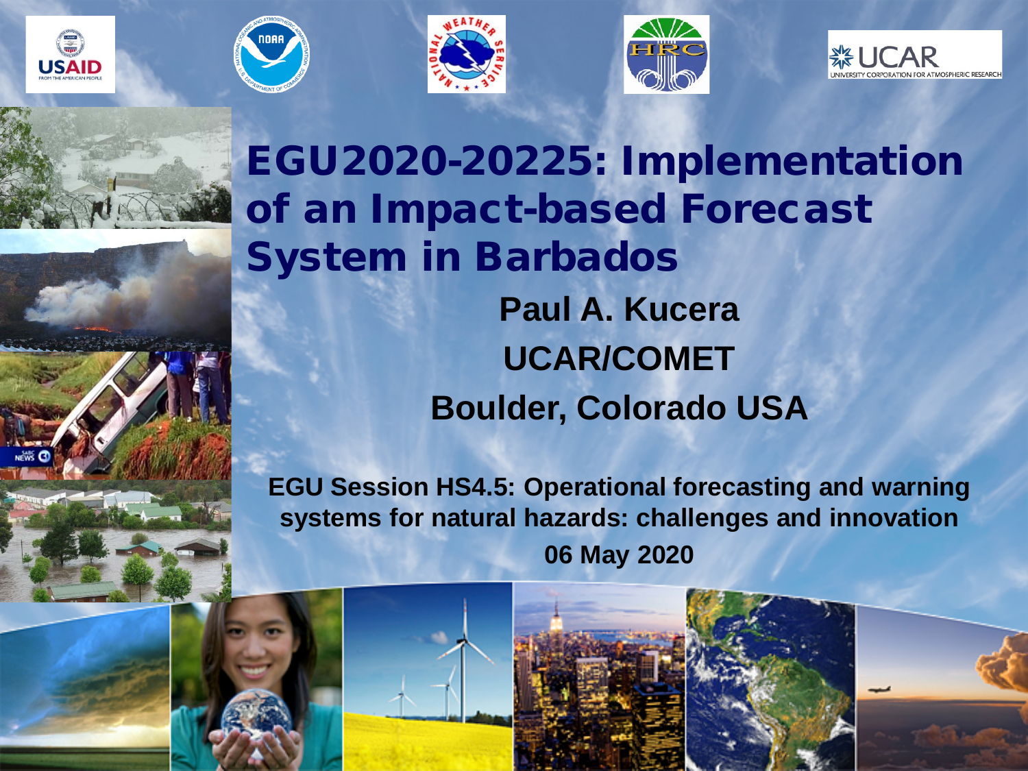# EGU2020-20225: Implementation of an Impact-based Forecast System in Barbados

**Paul A. Kucera**

**UCAR/COMET**

**Boulder, Colorado USA**

**EGU Session HS4.5: Operational forecasting and warning systems for natural hazards: challenges and innovation**

**06 May 2020**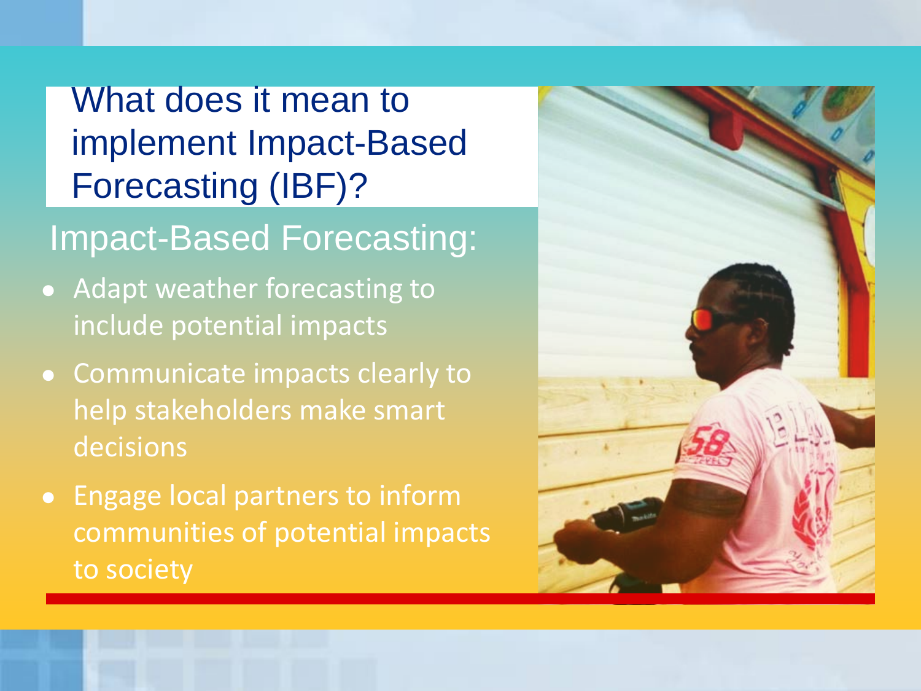# What does it mean to implement Impact-Based Forecasting (IBF)?

## Impact-Based Forecasting:

- Adapt weather forecasting to include potential impacts
- Communicate impacts clearly to help stakeholders make smart decisions
- Engage local partners to inform communities of potential impacts to society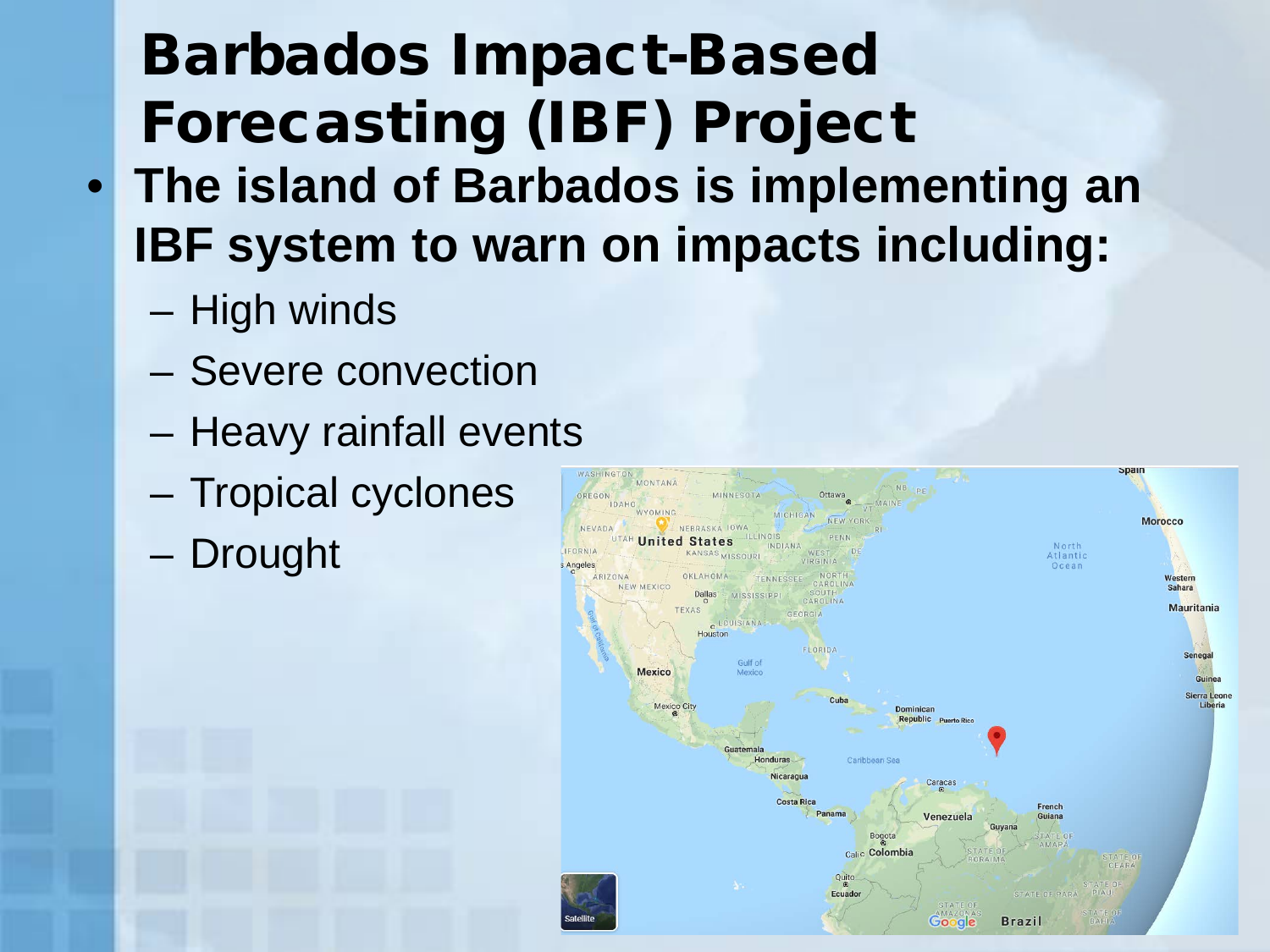# Barbados Impact-Based Forecasting (IBF) Project

- **The island of Barbados is implementing an IBF system to warn on impacts including:**
  - High winds
  - Severe convection
  - Heavy rainfall events
  - Tropical cyclones
  - Drought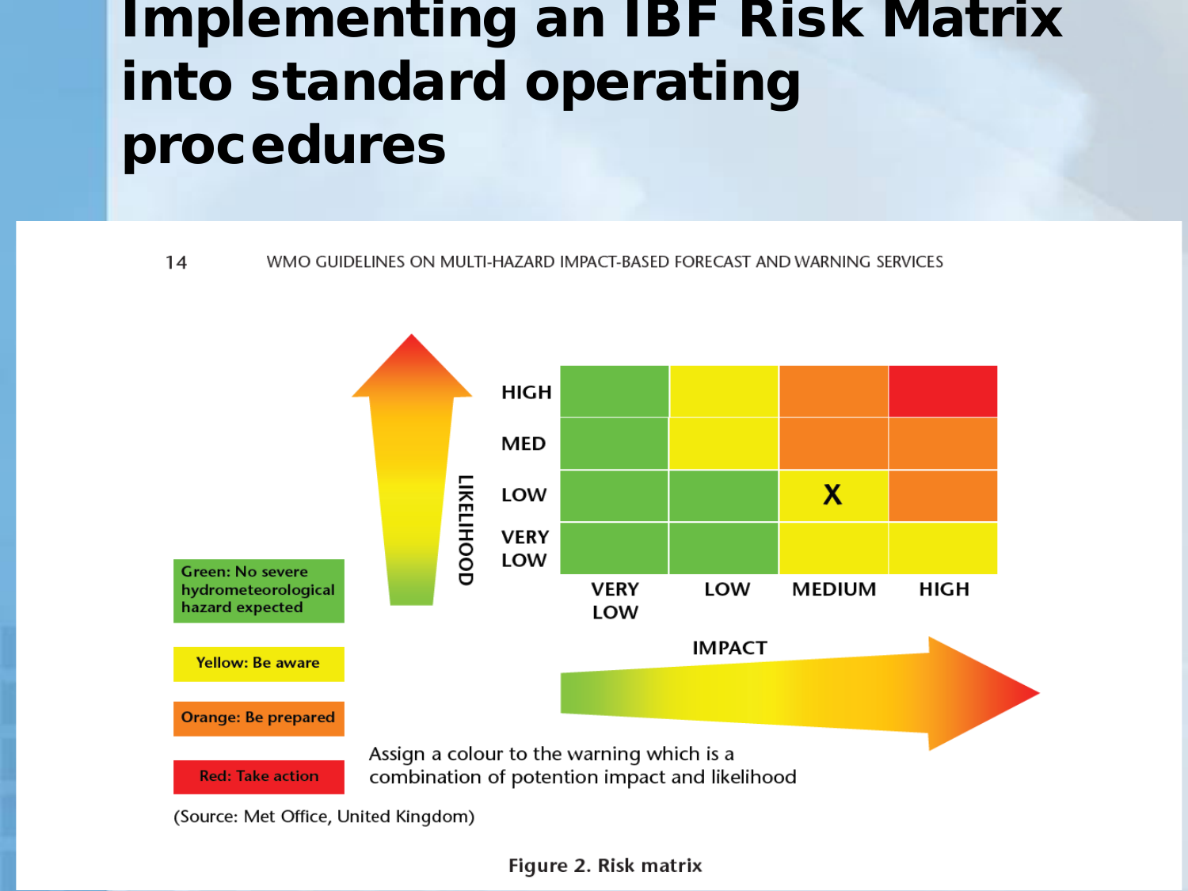# Implementing an IBF Risk Matrix into standard operating procedures

WMO GUIDELINES ON MULTI-HAZARD IMPACT-BASED FORECAST AND WARNING SERVICES

| LIKELIHOOD \ IMPACT | VERY LOW | LOW | MEDIUM | HIGH |
|---|---|---|---|---|
| HIGH | Green | Yellow | Orange | Red |
| MED | Green | Yellow | Orange | Orange |
| LOW | Green | Green | Yellow (X) | Orange |
| VERY LOW | Green | Green | Yellow | Yellow |

Green: No severe hydrometeorological hazard expected

Yellow: Be aware

Orange: Be prepared

Red: Take action

Assign a colour to the warning which is a combination of potention impact and likelihood

(Source: Met Office, United Kingdom)

**Figure 2. Risk matrix**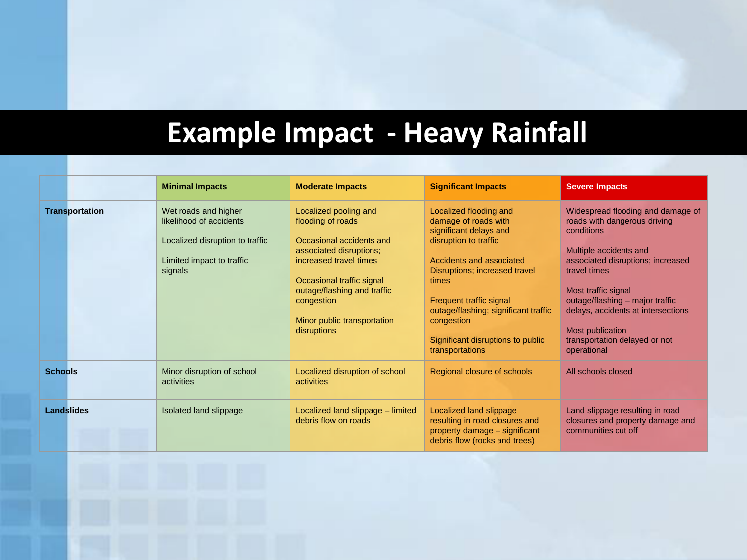# Example Impact - Heavy Rainfall

| | Minimal Impacts | Moderate Impacts | Significant Impacts | Severe Impacts |
|---|---|---|---|---|
| **Transportation** | Wet roads and higher likelihood of accidents<br><br>Localized disruption to traffic<br><br>Limited impact to traffic signals | Localized pooling and flooding of roads<br><br>Occasional accidents and associated disruptions; increased travel times<br><br>Occasional traffic signal outage/flashing and traffic congestion<br><br>Minor public transportation disruptions | Localized flooding and damage of roads with significant delays and disruption to traffic<br><br>Accidents and associated Disruptions; increased travel times<br><br>Frequent traffic signal outage/flashing; significant traffic congestion<br><br>Significant disruptions to public transportations | Widespread flooding and damage of roads with dangerous driving conditions<br><br>Multiple accidents and associated disruptions; increased travel times<br><br>Most traffic signal outage/flashing – major traffic delays, accidents at intersections<br><br>Most publication transportation delayed or not operational |
| **Schools** | Minor disruption of school activities | Localized disruption of school activities | Regional closure of schools | All schools closed |
| **Landslides** | Isolated land slippage | Localized land slippage – limited debris flow on roads | Localized land slippage resulting in road closures and property damage – significant debris flow (rocks and trees) | Land slippage resulting in road closures and property damage and communities cut off |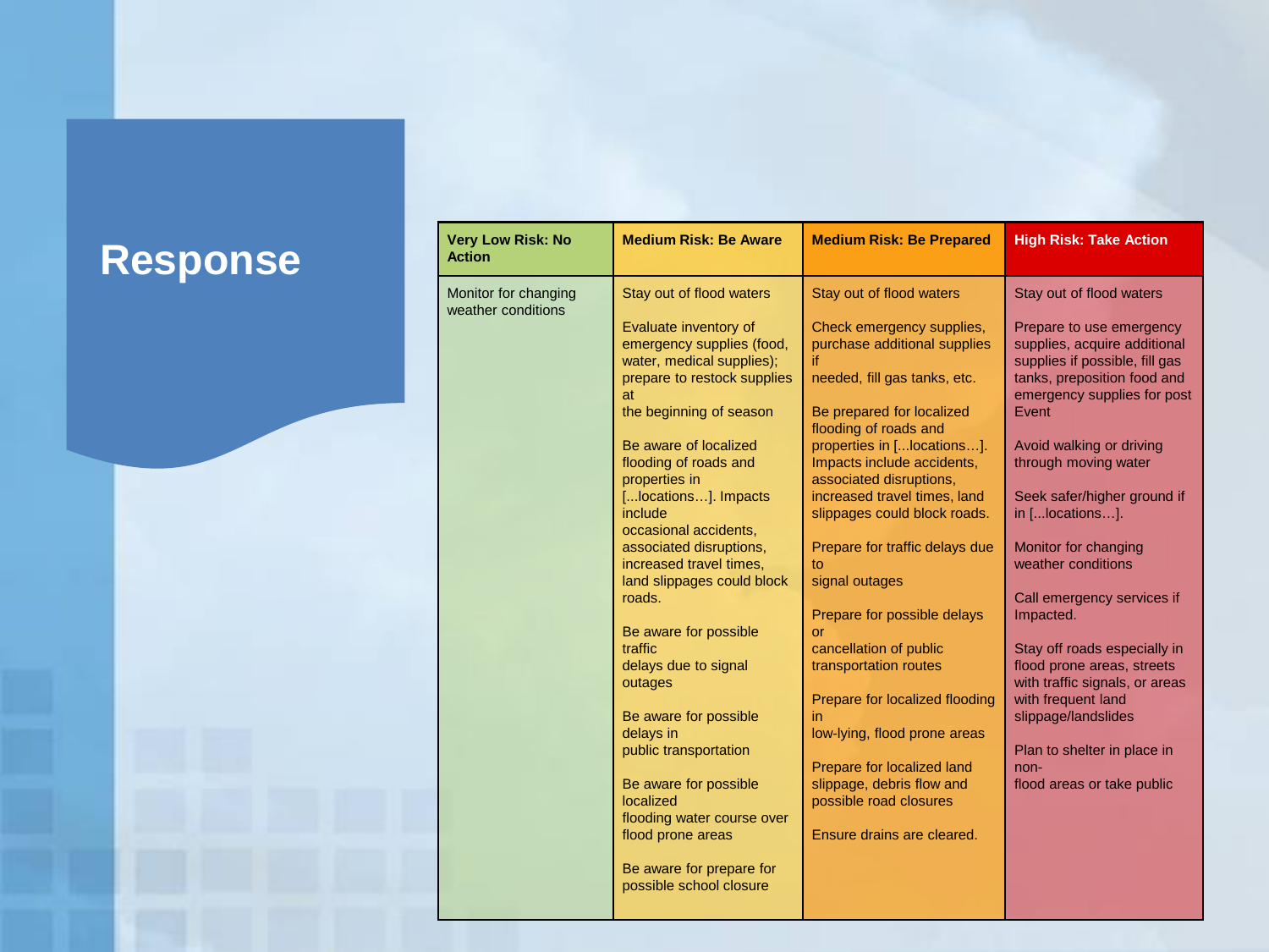# Response

| Very Low Risk: No Action | Medium Risk: Be Aware | Medium Risk: Be Prepared | High Risk: Take Action |
|---|---|---|---|
| Monitor for changing weather conditions | Stay out of flood waters<br><br>Evaluate inventory of emergency supplies (food, water, medical supplies); prepare to restock supplies at the beginning of season<br><br>Be aware of localized flooding of roads and properties in [...locations…]. Impacts include occasional accidents, associated disruptions, increased travel times, land slippages could block roads.<br><br>Be aware for possible traffic delays due to signal outages<br><br>Be aware for possible delays in public transportation<br><br>Be aware for possible localized flooding water course over flood prone areas<br><br>Be aware for prepare for possible school closure | Stay out of flood waters<br><br>Check emergency supplies, purchase additional supplies if needed, fill gas tanks, etc.<br><br>Be prepared for localized flooding of roads and properties in [...locations…]. Impacts include accidents, associated disruptions, increased travel times, land slippages could block roads.<br><br>Prepare for traffic delays due to signal outages<br><br>Prepare for possible delays or cancellation of public transportation routes<br><br>Prepare for localized flooding in low-lying, flood prone areas<br><br>Prepare for localized land slippage, debris flow and possible road closures<br><br>Ensure drains are cleared. | Stay out of flood waters<br><br>Prepare to use emergency supplies, acquire additional supplies if possible, fill gas tanks, preposition food and emergency supplies for post Event<br><br>Avoid walking or driving through moving water<br><br>Seek safer/higher ground if in [...locations…].<br><br>Monitor for changing weather conditions<br><br>Call emergency services if Impacted.<br><br>Stay off roads especially in flood prone areas, streets with traffic signals, or areas with frequent land slippage/landslides<br><br>Plan to shelter in place in non-flood areas or take public |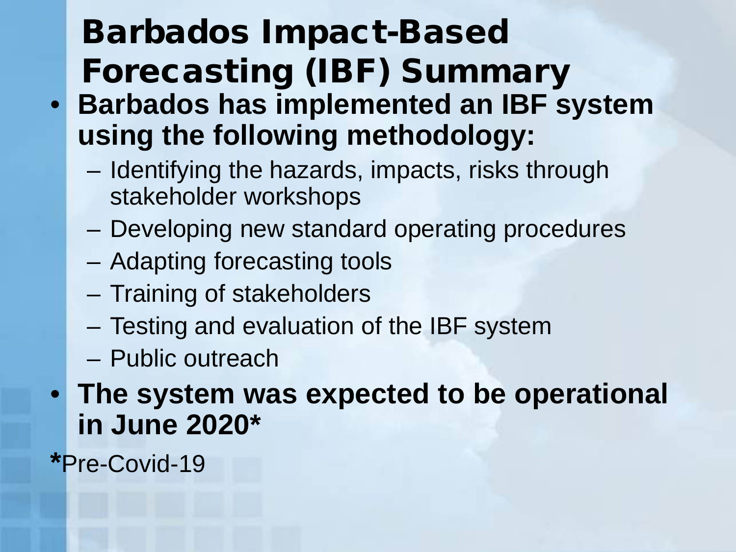# Barbados Impact-Based Forecasting (IBF) Summary

- **Barbados has implemented an IBF system using the following methodology:**
  - Identifying the hazards, impacts, risks through stakeholder workshops
  - Developing new standard operating procedures
  - Adapting forecasting tools
  - Training of stakeholders
  - Testing and evaluation of the IBF system
  - Public outreach
- **The system was expected to be operational in June 2020***

**\***Pre-Covid-19